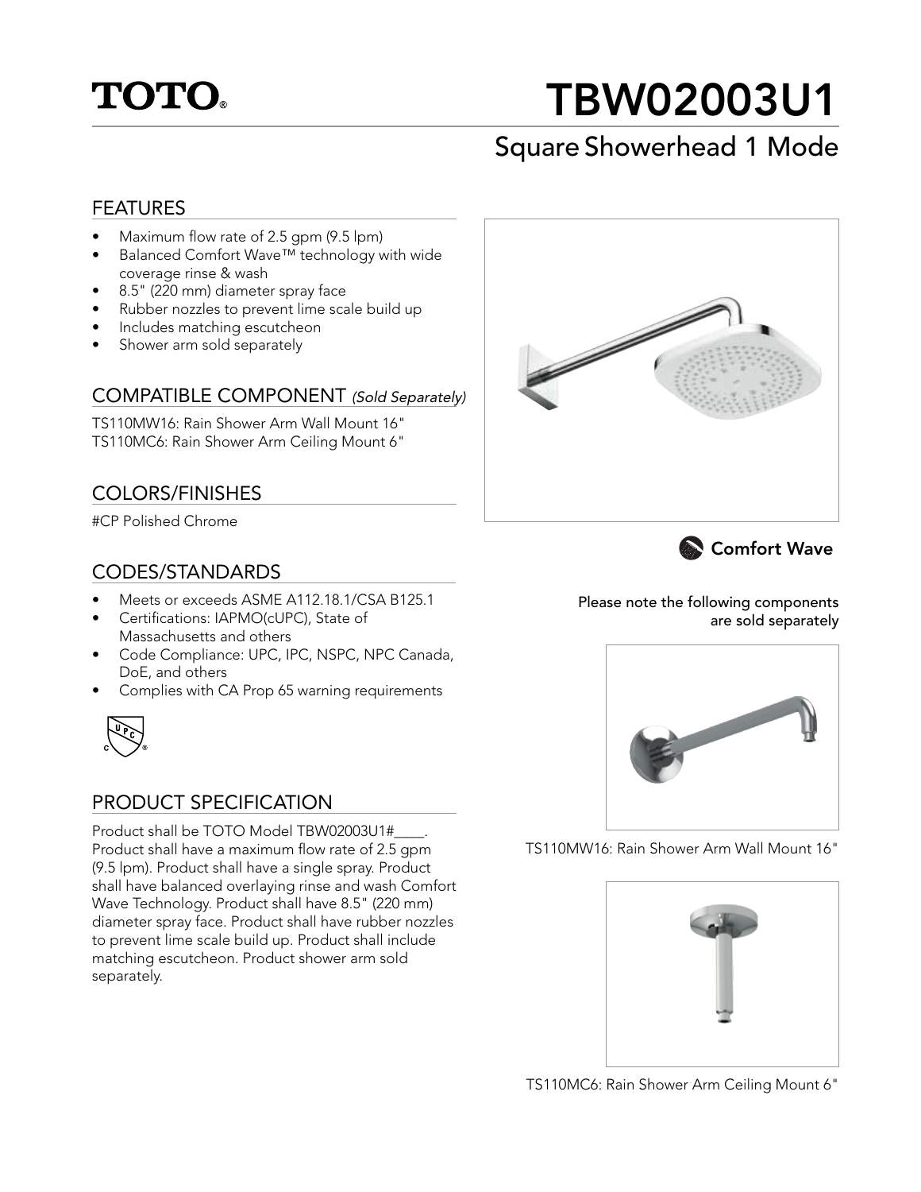# TOTO®

# TBW02003U1

## Square Showerhead 1 Mode

### FEATURES

- Maximum flow rate of 2.5 gpm (9.5 lpm)
- Balanced Comfort Wave™ technology with wide coverage rinse & wash
- 8.5" (220 mm) diameter spray face
- Rubber nozzles to prevent lime scale build up
- Includes matching escutcheon
- Shower arm sold separately

### COMPATIBLE COMPONENT *(Sold Separately)*

TS110MW16: Rain Shower Arm Wall Mount 16"
TS110MC6: Rain Shower Arm Ceiling Mount 6"

### COLORS/FINISHES

#CP Polished Chrome

### CODES/STANDARDS

- Meets or exceeds ASME A112.18.1/CSA B125.1
- Certifications: IAPMO(cUPC), State of Massachusetts and others
- Code Compliance: UPC, IPC, NSPC, NPC Canada, DoE, and others
- Complies with CA Prop 65 warning requirements

### PRODUCT SPECIFICATION

Product shall be TOTO Model TBW02003U1#____. Product shall have a maximum flow rate of 2.5 gpm (9.5 lpm). Product shall have a single spray. Product shall have balanced overlaying rinse and wash Comfort Wave Technology. Product shall have 8.5" (220 mm) diameter spray face. Product shall have rubber nozzles to prevent lime scale build up. Product shall include matching escutcheon. Product shower arm sold separately.

**Comfort Wave**

**Please note the following components are sold separately**

TS110MW16: Rain Shower Arm Wall Mount 16"

TS110MC6: Rain Shower Arm Ceiling Mount 6"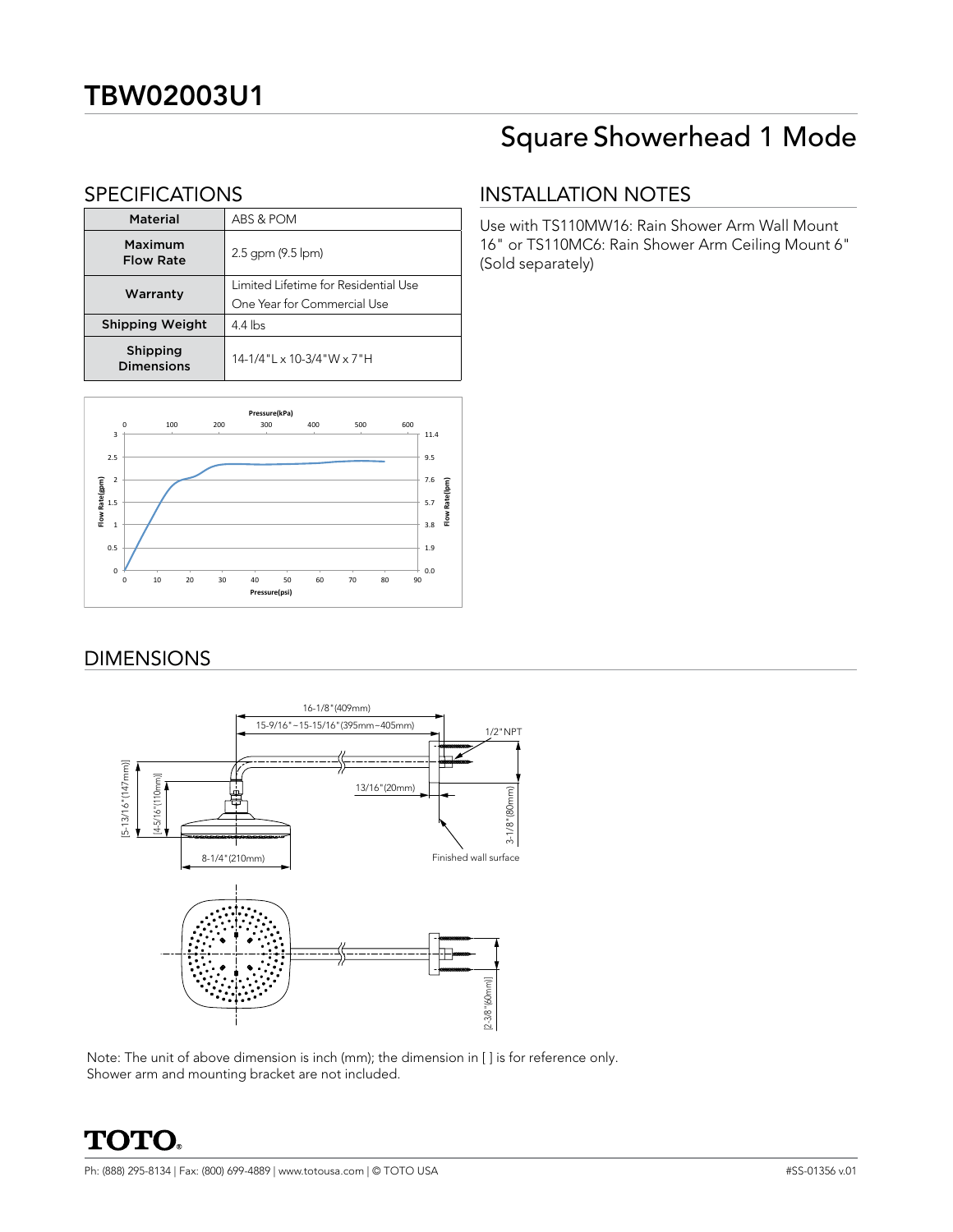# TBW02003U1

## Square Showerhead 1 Mode

### SPECIFICATIONS

| | |
|---|---|
| **Material** | ABS & POM |
| **Maximum Flow Rate** | 2.5 gpm (9.5 lpm) |
| **Warranty** | Limited Lifetime for Residential Use<br>One Year for Commercial Use |
| **Shipping Weight** | 4.4 lbs |
| **Shipping Dimensions** | 14-1/4"L x 10-3/4"W x 7"H |

Pressure(kPa)
0 100 200 300 400 500 600
Flow Rate(gpm)
0 0.5 1 1.5 2 2.5 3
Flow Rate(lpm)
0.0 1.9 3.8 5.7 7.6 9.5 11.4
Pressure(psi)
0 10 20 30 40 50 60 70 80 90

### INSTALLATION NOTES

Use with TS110MW16: Rain Shower Arm Wall Mount 16" or TS110MC6: Rain Shower Arm Ceiling Mount 6" (Sold separately)

### DIMENSIONS

16-1/8"(409mm)
15-9/16"~15-15/16"(395mm~405mm)
1/2"NPT
13/16"(20mm)
[5-13/16"(147mm)]
[4-5/16"(110mm)]
8-1/4"(210mm)
3-1/8"(80mm)
Finished wall surface
[2-3/8"(60mm)]

Note: The unit of above dimension is inch (mm); the dimension in [ ] is for reference only.
Shower arm and mounting bracket are not included.

TOTO

Ph: (888) 295-8134 | Fax: (800) 699-4889 | www.totousa.com | © TOTO USA

#SS-01356 v.01